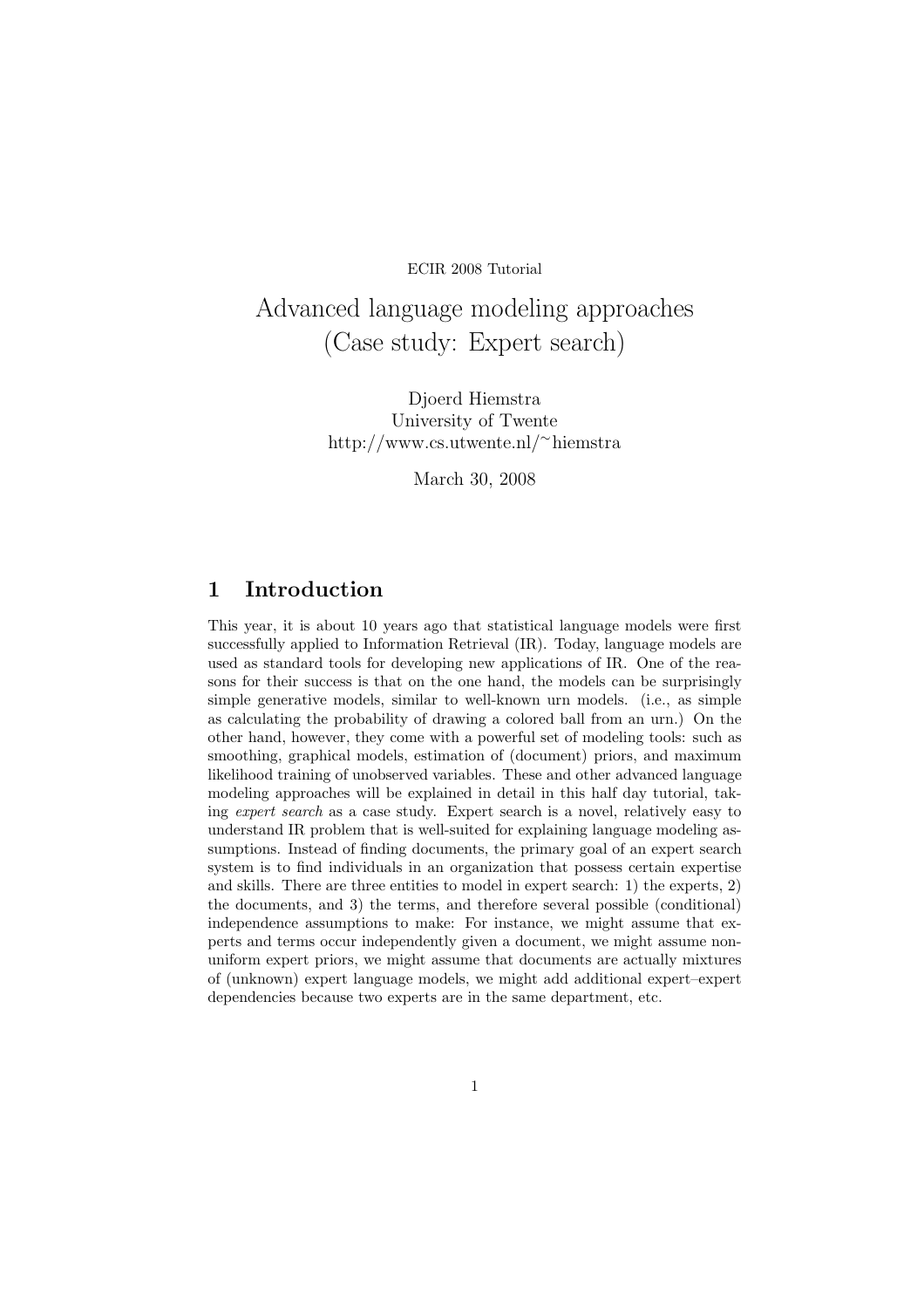ECIR 2008 Tutorial

# Advanced language modeling approaches (Case study: Expert search)

Djoerd Hiemstra
University of Twente
http://www.cs.utwente.nl/~hiemstra

March 30, 2008

## 1 Introduction

This year, it is about 10 years ago that statistical language models were first successfully applied to Information Retrieval (IR). Today, language models are used as standard tools for developing new applications of IR. One of the reasons for their success is that on the one hand, the models can be surprisingly simple generative models, similar to well-known urn models. (i.e., as simple as calculating the probability of drawing a colored ball from an urn.) On the other hand, however, they come with a powerful set of modeling tools: such as smoothing, graphical models, estimation of (document) priors, and maximum likelihood training of unobserved variables. These and other advanced language modeling approaches will be explained in detail in this half day tutorial, taking *expert search* as a case study. Expert search is a novel, relatively easy to understand IR problem that is well-suited for explaining language modeling assumptions. Instead of finding documents, the primary goal of an expert search system is to find individuals in an organization that possess certain expertise and skills. There are three entities to model in expert search: 1) the experts, 2) the documents, and 3) the terms, and therefore several possible (conditional) independence assumptions to make: For instance, we might assume that experts and terms occur independently given a document, we might assume non-uniform expert priors, we might assume that documents are actually mixtures of (unknown) expert language models, we might add additional expert–expert dependencies because two experts are in the same department, etc.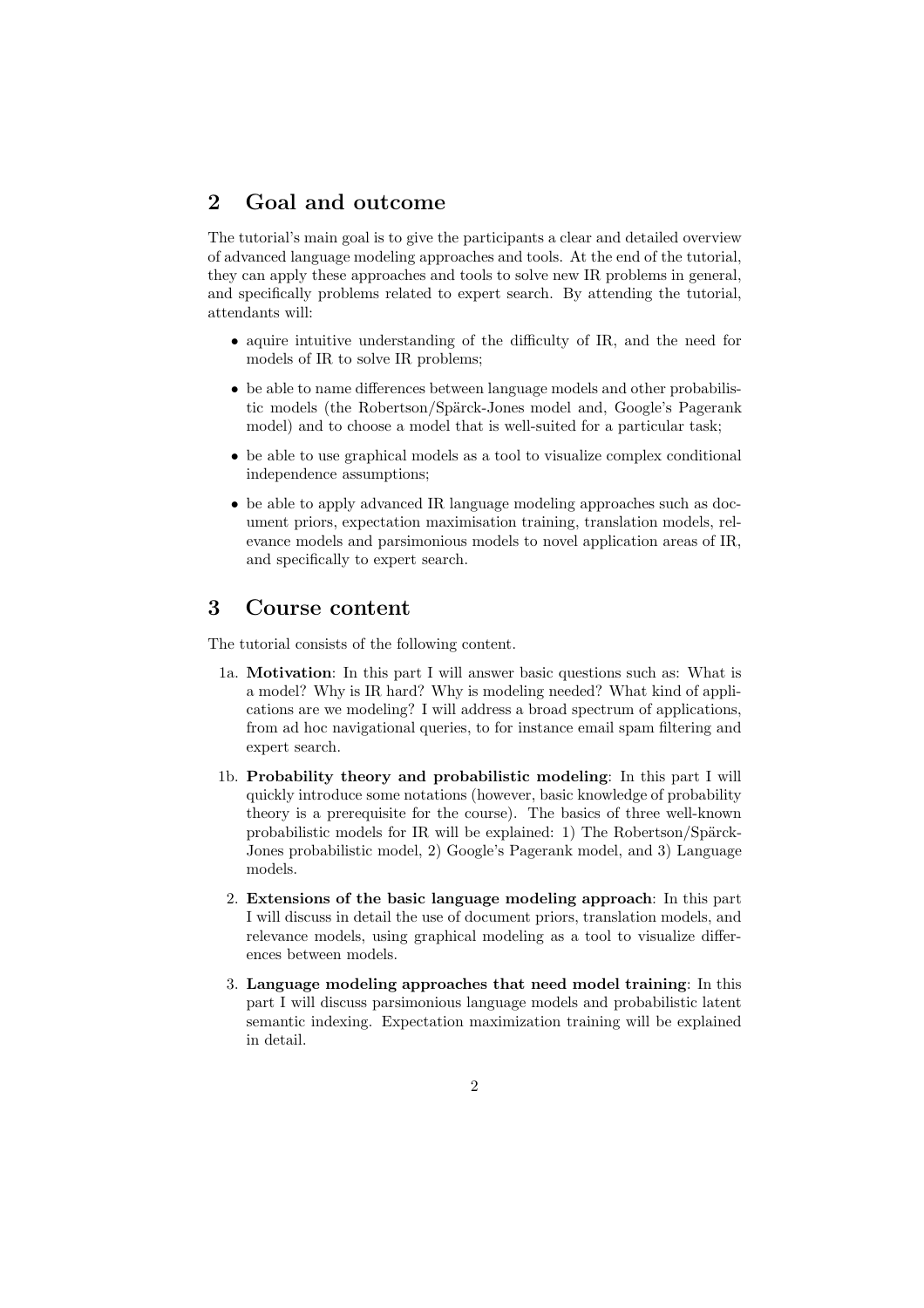## 2 Goal and outcome

The tutorial's main goal is to give the participants a clear and detailed overview of advanced language modeling approaches and tools. At the end of the tutorial, they can apply these approaches and tools to solve new IR problems in general, and specifically problems related to expert search. By attending the tutorial, attendants will:

- aquire intuitive understanding of the difficulty of IR, and the need for models of IR to solve IR problems;
- be able to name differences between language models and other probabilistic models (the Robertson/Spärck-Jones model and, Google's Pagerank model) and to choose a model that is well-suited for a particular task;
- be able to use graphical models as a tool to visualize complex conditional independence assumptions;
- be able to apply advanced IR language modeling approaches such as document priors, expectation maximisation training, translation models, relevance models and parsimonious models to novel application areas of IR, and specifically to expert search.

## 3 Course content

The tutorial consists of the following content.

1a. **Motivation**: In this part I will answer basic questions such as: What is a model? Why is IR hard? Why is modeling needed? What kind of applications are we modeling? I will address a broad spectrum of applications, from ad hoc navigational queries, to for instance email spam filtering and expert search.

1b. **Probability theory and probabilistic modeling**: In this part I will quickly introduce some notations (however, basic knowledge of probability theory is a prerequisite for the course). The basics of three well-known probabilistic models for IR will be explained: 1) The Robertson/Spärck-Jones probabilistic model, 2) Google's Pagerank model, and 3) Language models.

2. **Extensions of the basic language modeling approach**: In this part I will discuss in detail the use of document priors, translation models, and relevance models, using graphical modeling as a tool to visualize differences between models.

3. **Language modeling approaches that need model training**: In this part I will discuss parsimonious language models and probabilistic latent semantic indexing. Expectation maximization training will be explained in detail.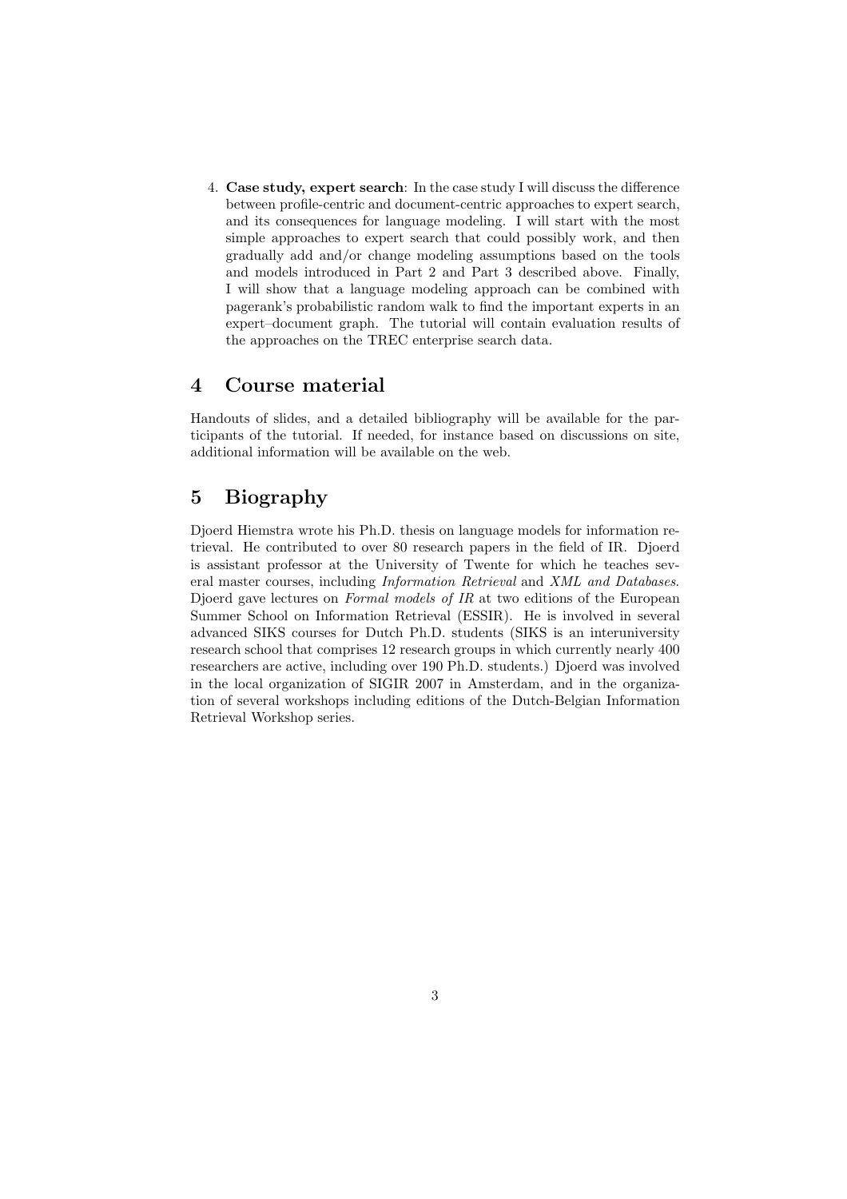4. **Case study, expert search**: In the case study I will discuss the difference between profile-centric and document-centric approaches to expert search, and its consequences for language modeling. I will start with the most simple approaches to expert search that could possibly work, and then gradually add and/or change modeling assumptions based on the tools and models introduced in Part 2 and Part 3 described above. Finally, I will show that a language modeling approach can be combined with pagerank's probabilistic random walk to find the important experts in an expert–document graph. The tutorial will contain evaluation results of the approaches on the TREC enterprise search data.

## 4 Course material

Handouts of slides, and a detailed bibliography will be available for the participants of the tutorial. If needed, for instance based on discussions on site, additional information will be available on the web.

## 5 Biography

Djoerd Hiemstra wrote his Ph.D. thesis on language models for information retrieval. He contributed to over 80 research papers in the field of IR. Djoerd is assistant professor at the University of Twente for which he teaches several master courses, including *Information Retrieval* and *XML and Databases*. Djoerd gave lectures on *Formal models of IR* at two editions of the European Summer School on Information Retrieval (ESSIR). He is involved in several advanced SIKS courses for Dutch Ph.D. students (SIKS is an interuniversity research school that comprises 12 research groups in which currently nearly 400 researchers are active, including over 190 Ph.D. students.) Djoerd was involved in the local organization of SIGIR 2007 in Amsterdam, and in the organization of several workshops including editions of the Dutch-Belgian Information Retrieval Workshop series.